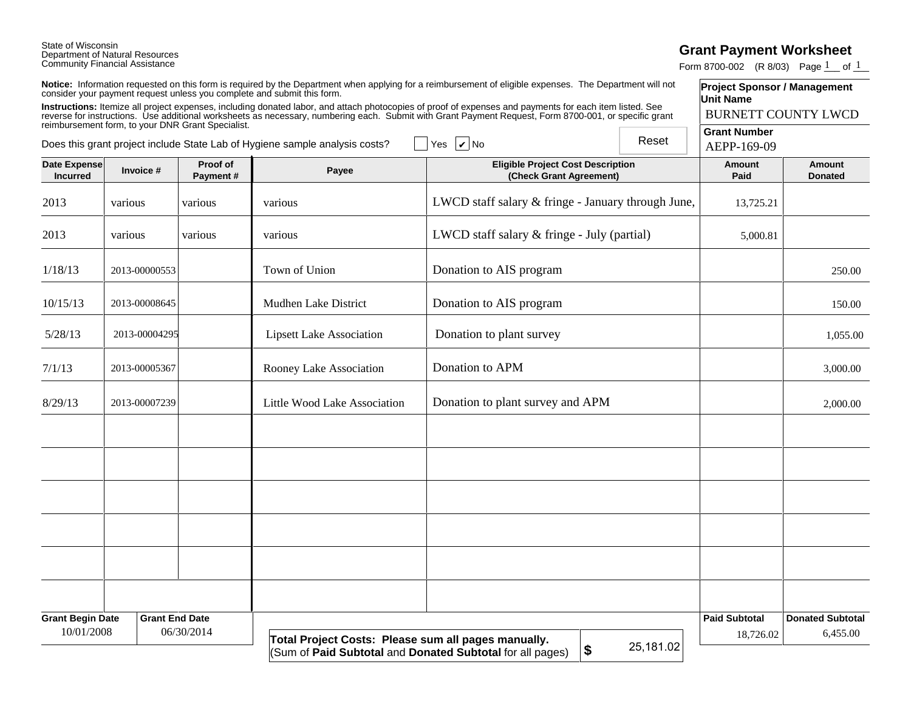State of Wisconsin
Department of Natural Resources
Community Financial Assistance

# Grant Payment Worksheet

Form 8700-002 (R 8/03) Page 1 of 1

**Notice:** Information requested on this form is required by the Department when applying for a reimbursement of eligible expenses. The Department will not consider your payment request unless you complete and submit this form.

**Instructions:** Itemize all project expenses, including donated labor, and attach photocopies of proof of expenses and payments for each item listed. See reverse for instructions. Use additional worksheets as necessary, numbering each. Submit with Grant Payment Request, Form 8700-001, or specific grant reimbursement form, to your DNR Grant Specialist.

**Project Sponsor / Management Unit Name**
BURNETT COUNTY LWCD

**Grant Number**
AEPP-169-09

Does this grant project include State Lab of Hygiene sample analysis costs? ☐ Yes ☑ No

Reset

| Date Expense Incurred | Invoice # | Proof of Payment # | Payee | Eligible Project Cost Description (Check Grant Agreement) | Amount Paid | Amount Donated |
|---|---|---|---|---|---|---|
| 2013 | various | various | various | LWCD staff salary & fringe - January through June, | 13,725.21 | |
| 2013 | various | various | various | LWCD staff salary & fringe - July (partial) | 5,000.81 | |
| 1/18/13 | 2013-00000553 | | Town of Union | Donation to AIS program | | 250.00 |
| 10/15/13 | 2013-00008645 | | Mudhen Lake District | Donation to AIS program | | 150.00 |
| 5/28/13 | 2013-00004295 | | Lipsett Lake Association | Donation to plant survey | | 1,055.00 |
| 7/1/13 | 2013-00005367 | | Rooney Lake Association | Donation to APM | | 3,000.00 |
| 8/29/13 | 2013-00007239 | | Little Wood Lake Association | Donation to plant survey and APM | | 2,000.00 |
| | | | | | | |
| | | | | | | |
| | | | | | | |
| | | | | | | |
| | | | | | | |
| | | | | | | |

| Grant Begin Date | Grant End Date | Paid Subtotal | Donated Subtotal |
|---|---|---|---|
| 10/01/2008 | 06/30/2014 | 18,726.02 | 6,455.00 |

**Total Project Costs: Please sum all pages manually.**
(Sum of **Paid Subtotal** and **Donated Subtotal** for all pages) **$** 25,181.02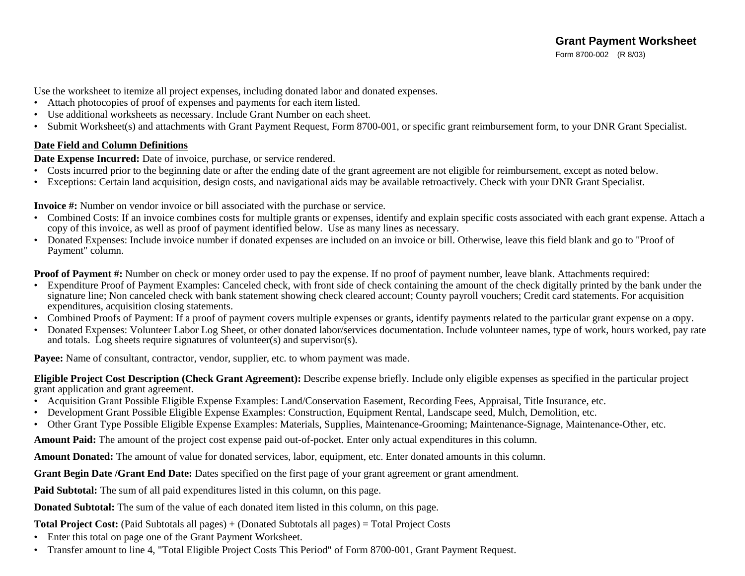**Grant Payment Worksheet**

Form 8700-002 (R 8/03)

Use the worksheet to itemize all project expenses, including donated labor and donated expenses.

- Attach photocopies of proof of expenses and payments for each item listed.
- Use additional worksheets as necessary. Include Grant Number on each sheet.
- Submit Worksheet(s) and attachments with Grant Payment Request, Form 8700-001, or specific grant reimbursement form, to your DNR Grant Specialist.

**Date Field and Column Definitions**

**Date Expense Incurred:** Date of invoice, purchase, or service rendered.

- Costs incurred prior to the beginning date or after the ending date of the grant agreement are not eligible for reimbursement, except as noted below.
- Exceptions: Certain land acquisition, design costs, and navigational aids may be available retroactively. Check with your DNR Grant Specialist.

**Invoice #:** Number on vendor invoice or bill associated with the purchase or service.

- Combined Costs: If an invoice combines costs for multiple grants or expenses, identify and explain specific costs associated with each grant expense. Attach a copy of this invoice, as well as proof of payment identified below. Use as many lines as necessary.
- Donated Expenses: Include invoice number if donated expenses are included on an invoice or bill. Otherwise, leave this field blank and go to "Proof of Payment" column.

**Proof of Payment #:** Number on check or money order used to pay the expense. If no proof of payment number, leave blank. Attachments required:

- Expenditure Proof of Payment Examples: Canceled check, with front side of check containing the amount of the check digitally printed by the bank under the signature line; Non canceled check with bank statement showing check cleared account; County payroll vouchers; Credit card statements. For acquisition expenditures, acquisition closing statements.
- Combined Proofs of Payment: If a proof of payment covers multiple expenses or grants, identify payments related to the particular grant expense on a copy.
- Donated Expenses: Volunteer Labor Log Sheet, or other donated labor/services documentation. Include volunteer names, type of work, hours worked, pay rate and totals. Log sheets require signatures of volunteer(s) and supervisor(s).

**Payee:** Name of consultant, contractor, vendor, supplier, etc. to whom payment was made.

**Eligible Project Cost Description (Check Grant Agreement):** Describe expense briefly. Include only eligible expenses as specified in the particular project grant application and grant agreement.

- Acquisition Grant Possible Eligible Expense Examples: Land/Conservation Easement, Recording Fees, Appraisal, Title Insurance, etc.
- Development Grant Possible Eligible Expense Examples: Construction, Equipment Rental, Landscape seed, Mulch, Demolition, etc.
- Other Grant Type Possible Eligible Expense Examples: Materials, Supplies, Maintenance-Grooming; Maintenance-Signage, Maintenance-Other, etc.

**Amount Paid:** The amount of the project cost expense paid out-of-pocket. Enter only actual expenditures in this column.

**Amount Donated:** The amount of value for donated services, labor, equipment, etc. Enter donated amounts in this column.

**Grant Begin Date /Grant End Date:** Dates specified on the first page of your grant agreement or grant amendment.

**Paid Subtotal:** The sum of all paid expenditures listed in this column, on this page.

**Donated Subtotal:** The sum of the value of each donated item listed in this column, on this page.

**Total Project Cost:** (Paid Subtotals all pages) + (Donated Subtotals all pages) = Total Project Costs

- Enter this total on page one of the Grant Payment Worksheet.
- Transfer amount to line 4, "Total Eligible Project Costs This Period" of Form 8700-001, Grant Payment Request.